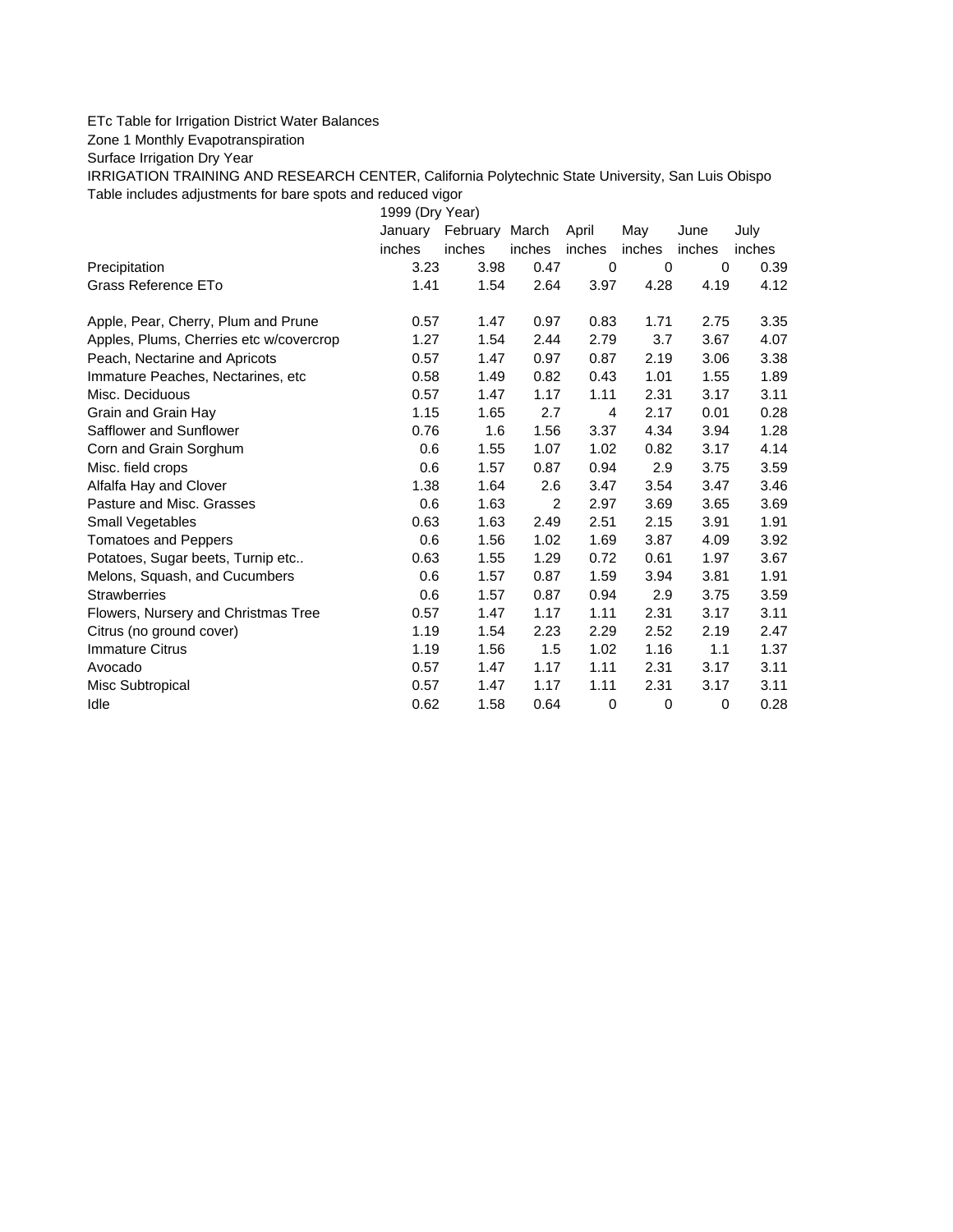ETc Table for Irrigation District Water Balances

Zone 1 Monthly Evapotranspiration

Surface Irrigation Dry Year

IRRIGATION TRAINING AND RESEARCH CENTER, California Polytechnic State University, San Luis Obispo

Table includes adjustments for bare spots and reduced vigor

| | 1999 (Dry Year) | | | | | | |
|---|---|---|---|---|---|---|---|
| | January | February | March | April | May | June | July |
| | inches | inches | inches | inches | inches | inches | inches |
| Precipitation | 3.23 | 3.98 | 0.47 | 0 | 0 | 0 | 0.39 |
| Grass Reference ETo | 1.41 | 1.54 | 2.64 | 3.97 | 4.28 | 4.19 | 4.12 |
| | | | | | | | |
| Apple, Pear, Cherry, Plum and Prune | 0.57 | 1.47 | 0.97 | 0.83 | 1.71 | 2.75 | 3.35 |
| Apples, Plums, Cherries etc w/covercrop | 1.27 | 1.54 | 2.44 | 2.79 | 3.7 | 3.67 | 4.07 |
| Peach, Nectarine and Apricots | 0.57 | 1.47 | 0.97 | 0.87 | 2.19 | 3.06 | 3.38 |
| Immature Peaches, Nectarines, etc | 0.58 | 1.49 | 0.82 | 0.43 | 1.01 | 1.55 | 1.89 |
| Misc. Deciduous | 0.57 | 1.47 | 1.17 | 1.11 | 2.31 | 3.17 | 3.11 |
| Grain and Grain Hay | 1.15 | 1.65 | 2.7 | 4 | 2.17 | 0.01 | 0.28 |
| Safflower and Sunflower | 0.76 | 1.6 | 1.56 | 3.37 | 4.34 | 3.94 | 1.28 |
| Corn and Grain Sorghum | 0.6 | 1.55 | 1.07 | 1.02 | 0.82 | 3.17 | 4.14 |
| Misc. field crops | 0.6 | 1.57 | 0.87 | 0.94 | 2.9 | 3.75 | 3.59 |
| Alfalfa Hay and Clover | 1.38 | 1.64 | 2.6 | 3.47 | 3.54 | 3.47 | 3.46 |
| Pasture and Misc. Grasses | 0.6 | 1.63 | 2 | 2.97 | 3.69 | 3.65 | 3.69 |
| Small Vegetables | 0.63 | 1.63 | 2.49 | 2.51 | 2.15 | 3.91 | 1.91 |
| Tomatoes and Peppers | 0.6 | 1.56 | 1.02 | 1.69 | 3.87 | 4.09 | 3.92 |
| Potatoes, Sugar beets, Turnip etc.. | 0.63 | 1.55 | 1.29 | 0.72 | 0.61 | 1.97 | 3.67 |
| Melons, Squash, and Cucumbers | 0.6 | 1.57 | 0.87 | 1.59 | 3.94 | 3.81 | 1.91 |
| Strawberries | 0.6 | 1.57 | 0.87 | 0.94 | 2.9 | 3.75 | 3.59 |
| Flowers, Nursery and Christmas Tree | 0.57 | 1.47 | 1.17 | 1.11 | 2.31 | 3.17 | 3.11 |
| Citrus (no ground cover) | 1.19 | 1.54 | 2.23 | 2.29 | 2.52 | 2.19 | 2.47 |
| Immature Citrus | 1.19 | 1.56 | 1.5 | 1.02 | 1.16 | 1.1 | 1.37 |
| Avocado | 0.57 | 1.47 | 1.17 | 1.11 | 2.31 | 3.17 | 3.11 |
| Misc Subtropical | 0.57 | 1.47 | 1.17 | 1.11 | 2.31 | 3.17 | 3.11 |
| Idle | 0.62 | 1.58 | 0.64 | 0 | 0 | 0 | 0.28 |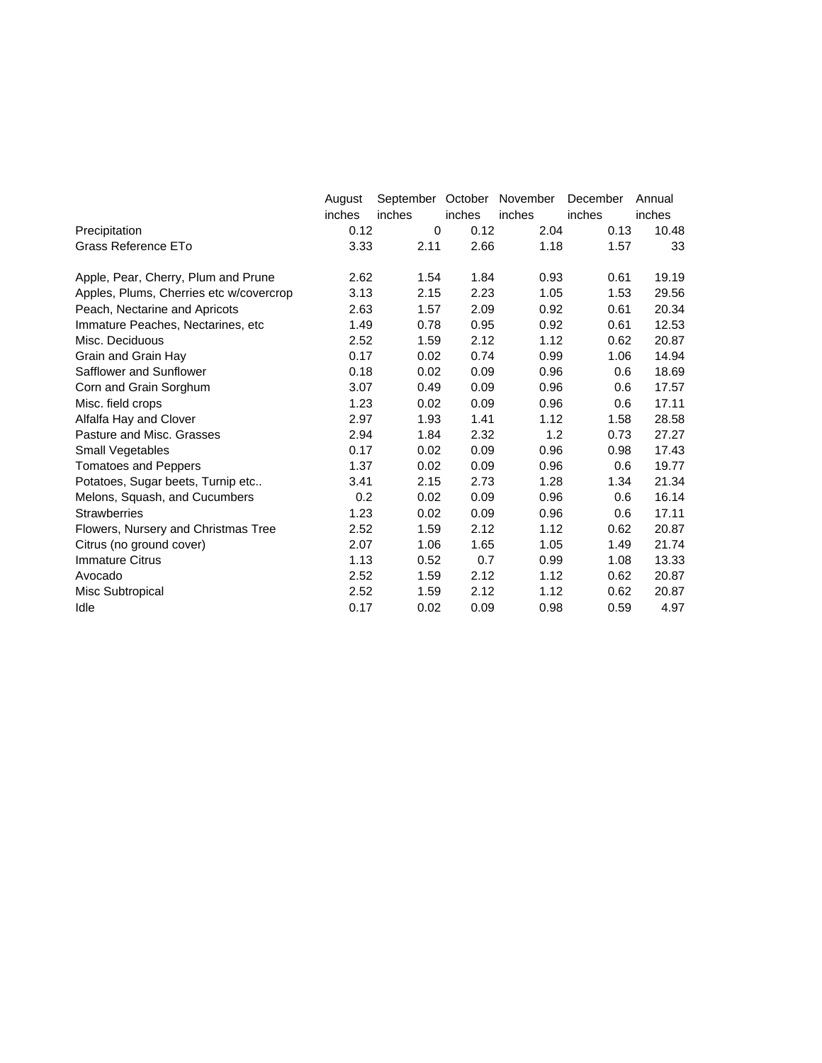| | August inches | September inches | October inches | November inches | December inches | Annual inches |
|---|---|---|---|---|---|---|
| Precipitation | 0.12 | 0 | 0.12 | 2.04 | 0.13 | 10.48 |
| Grass Reference ETo | 3.33 | 2.11 | 2.66 | 1.18 | 1.57 | 33 |
| | | | | | | |
| Apple, Pear, Cherry, Plum and Prune | 2.62 | 1.54 | 1.84 | 0.93 | 0.61 | 19.19 |
| Apples, Plums, Cherries etc w/covercrop | 3.13 | 2.15 | 2.23 | 1.05 | 1.53 | 29.56 |
| Peach, Nectarine and Apricots | 2.63 | 1.57 | 2.09 | 0.92 | 0.61 | 20.34 |
| Immature Peaches, Nectarines, etc | 1.49 | 0.78 | 0.95 | 0.92 | 0.61 | 12.53 |
| Misc. Deciduous | 2.52 | 1.59 | 2.12 | 1.12 | 0.62 | 20.87 |
| Grain and Grain Hay | 0.17 | 0.02 | 0.74 | 0.99 | 1.06 | 14.94 |
| Safflower and Sunflower | 0.18 | 0.02 | 0.09 | 0.96 | 0.6 | 18.69 |
| Corn and Grain Sorghum | 3.07 | 0.49 | 0.09 | 0.96 | 0.6 | 17.57 |
| Misc. field crops | 1.23 | 0.02 | 0.09 | 0.96 | 0.6 | 17.11 |
| Alfalfa Hay and Clover | 2.97 | 1.93 | 1.41 | 1.12 | 1.58 | 28.58 |
| Pasture and Misc. Grasses | 2.94 | 1.84 | 2.32 | 1.2 | 0.73 | 27.27 |
| Small Vegetables | 0.17 | 0.02 | 0.09 | 0.96 | 0.98 | 17.43 |
| Tomatoes and Peppers | 1.37 | 0.02 | 0.09 | 0.96 | 0.6 | 19.77 |
| Potatoes, Sugar beets, Turnip etc.. | 3.41 | 2.15 | 2.73 | 1.28 | 1.34 | 21.34 |
| Melons, Squash, and Cucumbers | 0.2 | 0.02 | 0.09 | 0.96 | 0.6 | 16.14 |
| Strawberries | 1.23 | 0.02 | 0.09 | 0.96 | 0.6 | 17.11 |
| Flowers, Nursery and Christmas Tree | 2.52 | 1.59 | 2.12 | 1.12 | 0.62 | 20.87 |
| Citrus (no ground cover) | 2.07 | 1.06 | 1.65 | 1.05 | 1.49 | 21.74 |
| Immature Citrus | 1.13 | 0.52 | 0.7 | 0.99 | 1.08 | 13.33 |
| Avocado | 2.52 | 1.59 | 2.12 | 1.12 | 0.62 | 20.87 |
| Misc Subtropical | 2.52 | 1.59 | 2.12 | 1.12 | 0.62 | 20.87 |
| Idle | 0.17 | 0.02 | 0.09 | 0.98 | 0.59 | 4.97 |